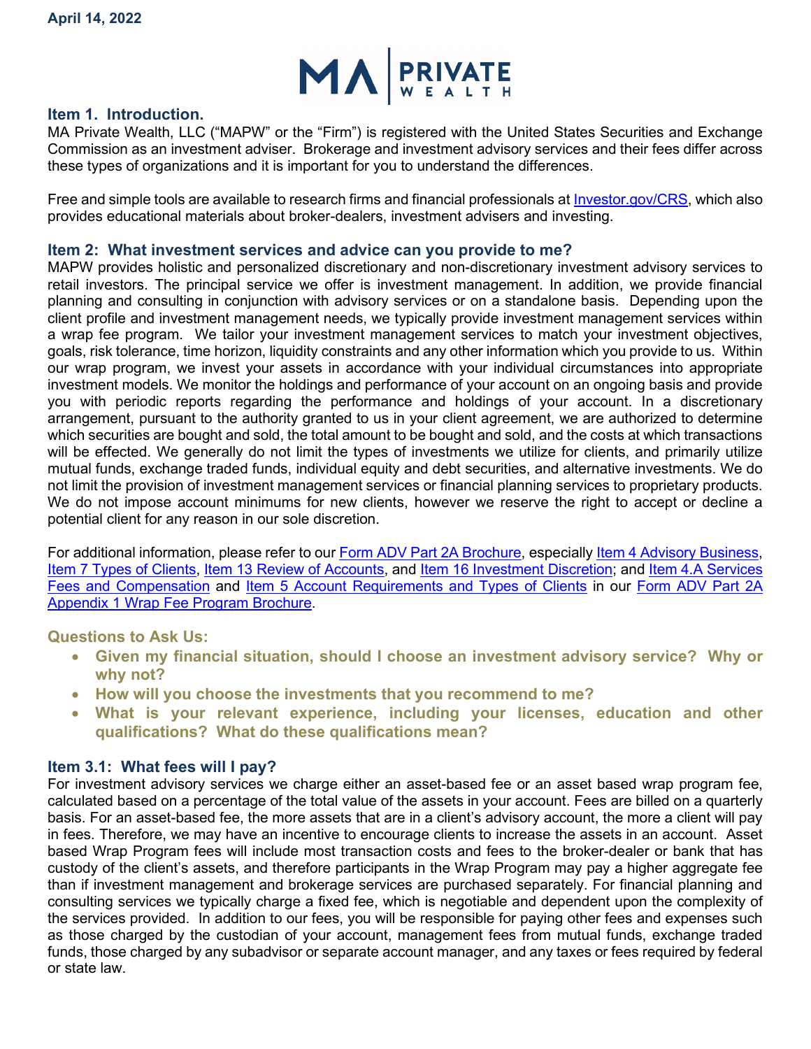April 14, 2022

MA | PRIVATE WEALTH

## Item 1. Introduction.

MA Private Wealth, LLC ("MAPW" or the "Firm") is registered with the United States Securities and Exchange Commission as an investment adviser. Brokerage and investment advisory services and their fees differ across these types of organizations and it is important for you to understand the differences.

Free and simple tools are available to research firms and financial professionals at [Investor.gov/CRS](Investor.gov/CRS), which also provides educational materials about broker-dealers, investment advisers and investing.

## Item 2: What investment services and advice can you provide to me?

MAPW provides holistic and personalized discretionary and non-discretionary investment advisory services to retail investors. The principal service we offer is investment management. In addition, we provide financial planning and consulting in conjunction with advisory services or on a standalone basis. Depending upon the client profile and investment management needs, we typically provide investment management services within a wrap fee program. We tailor your investment management services to match your investment objectives, goals, risk tolerance, time horizon, liquidity constraints and any other information which you provide to us. Within our wrap program, we invest your assets in accordance with your individual circumstances into appropriate investment models. We monitor the holdings and performance of your account on an ongoing basis and provide you with periodic reports regarding the performance and holdings of your account. In a discretionary arrangement, pursuant to the authority granted to us in your client agreement, we are authorized to determine which securities are bought and sold, the total amount to be bought and sold, and the costs at which transactions will be effected. We generally do not limit the types of investments we utilize for clients, and primarily utilize mutual funds, exchange traded funds, individual equity and debt securities, and alternative investments. We do not limit the provision of investment management services or financial planning services to proprietary products. We do not impose account minimums for new clients, however we reserve the right to accept or decline a potential client for any reason in our sole discretion.

For additional information, please refer to our Form ADV Part 2A Brochure, especially Item 4 Advisory Business, Item 7 Types of Clients, Item 13 Review of Accounts, and Item 16 Investment Discretion; and Item 4.A Services Fees and Compensation and Item 5 Account Requirements and Types of Clients in our Form ADV Part 2A Appendix 1 Wrap Fee Program Brochure.

### Questions to Ask Us:

- **Given my financial situation, should I choose an investment advisory service? Why or why not?**
- **How will you choose the investments that you recommend to me?**
- **What is your relevant experience, including your licenses, education and other qualifications? What do these qualifications mean?**

## Item 3.1: What fees will I pay?

For investment advisory services we charge either an asset-based fee or an asset based wrap program fee, calculated based on a percentage of the total value of the assets in your account. Fees are billed on a quarterly basis. For an asset-based fee, the more assets that are in a client's advisory account, the more a client will pay in fees. Therefore, we may have an incentive to encourage clients to increase the assets in an account. Asset based Wrap Program fees will include most transaction costs and fees to the broker-dealer or bank that has custody of the client's assets, and therefore participants in the Wrap Program may pay a higher aggregate fee than if investment management and brokerage services are purchased separately. For financial planning and consulting services we typically charge a fixed fee, which is negotiable and dependent upon the complexity of the services provided. In addition to our fees, you will be responsible for paying other fees and expenses such as those charged by the custodian of your account, management fees from mutual funds, exchange traded funds, those charged by any subadvisor or separate account manager, and any taxes or fees required by federal or state law.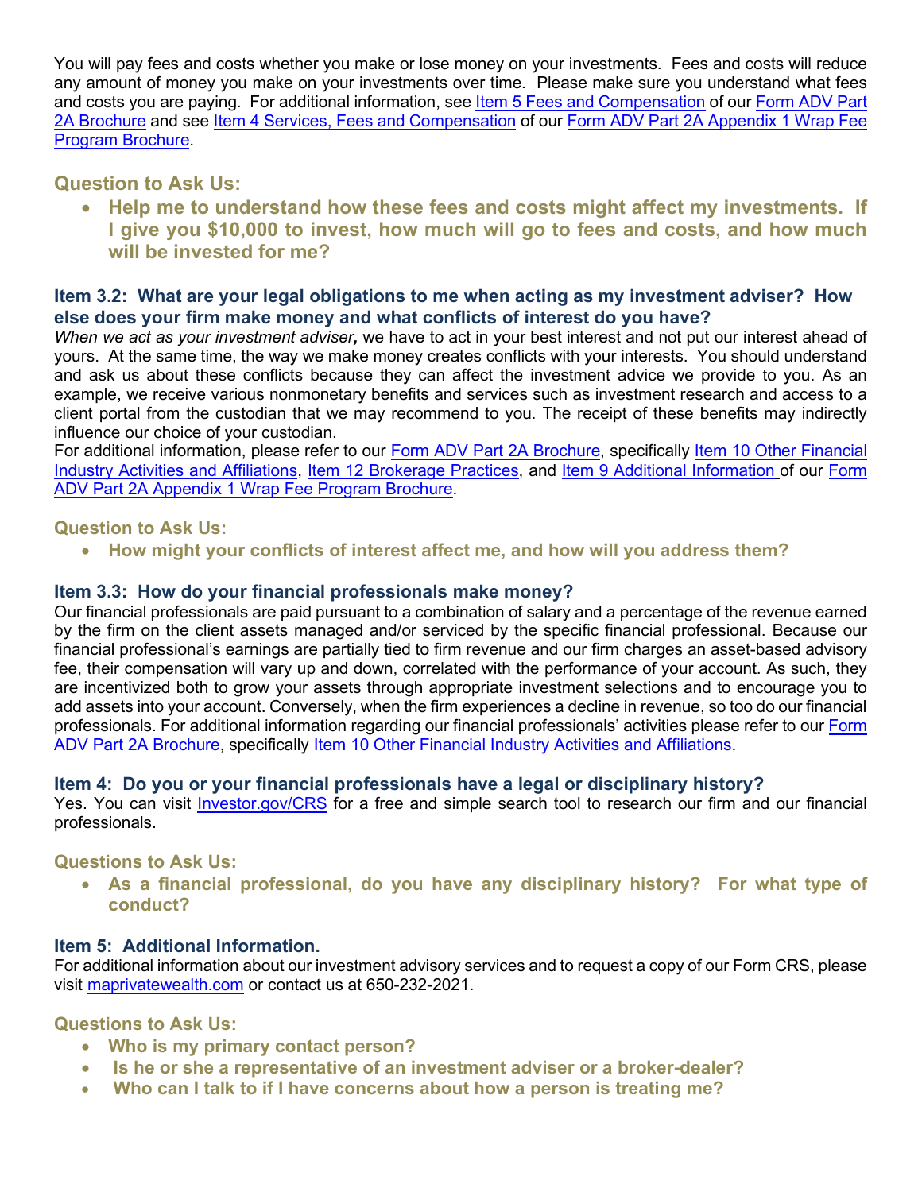You will pay fees and costs whether you make or lose money on your investments. Fees and costs will reduce any amount of money you make on your investments over time. Please make sure you understand what fees and costs you are paying. For additional information, see Item 5 Fees and Compensation of our Form ADV Part 2A Brochure and see Item 4 Services, Fees and Compensation of our Form ADV Part 2A Appendix 1 Wrap Fee Program Brochure.

### Question to Ask Us:

- **Help me to understand how these fees and costs might affect my investments. If I give you $10,000 to invest, how much will go to fees and costs, and how much will be invested for me?**

### Item 3.2: What are your legal obligations to me when acting as my investment adviser? How else does your firm make money and what conflicts of interest do you have?

*When we act as your investment adviser,* we have to act in your best interest and not put our interest ahead of yours. At the same time, the way we make money creates conflicts with your interests. You should understand and ask us about these conflicts because they can affect the investment advice we provide to you. As an example, we receive various nonmonetary benefits and services such as investment research and access to a client portal from the custodian that we may recommend to you. The receipt of these benefits may indirectly influence our choice of your custodian.

For additional information, please refer to our Form ADV Part 2A Brochure, specifically Item 10 Other Financial Industry Activities and Affiliations, Item 12 Brokerage Practices, and Item 9 Additional Information of our Form ADV Part 2A Appendix 1 Wrap Fee Program Brochure.

### Question to Ask Us:

- **How might your conflicts of interest affect me, and how will you address them?**

### Item 3.3: How do your financial professionals make money?

Our financial professionals are paid pursuant to a combination of salary and a percentage of the revenue earned by the firm on the client assets managed and/or serviced by the specific financial professional. Because our financial professional's earnings are partially tied to firm revenue and our firm charges an asset-based advisory fee, their compensation will vary up and down, correlated with the performance of your account. As such, they are incentivized both to grow your assets through appropriate investment selections and to encourage you to add assets into your account. Conversely, when the firm experiences a decline in revenue, so too do our financial professionals. For additional information regarding our financial professionals' activities please refer to our Form ADV Part 2A Brochure, specifically Item 10 Other Financial Industry Activities and Affiliations.

### Item 4: Do you or your financial professionals have a legal or disciplinary history?

Yes. You can visit Investor.gov/CRS for a free and simple search tool to research our firm and our financial professionals.

### Questions to Ask Us:

- **As a financial professional, do you have any disciplinary history? For what type of conduct?**

### Item 5: Additional Information.

For additional information about our investment advisory services and to request a copy of our Form CRS, please visit maprivatewealth.com or contact us at 650-232-2021.

### Questions to Ask Us:

- **Who is my primary contact person?**
- **Is he or she a representative of an investment adviser or a broker-dealer?**
- **Who can I talk to if I have concerns about how a person is treating me?**